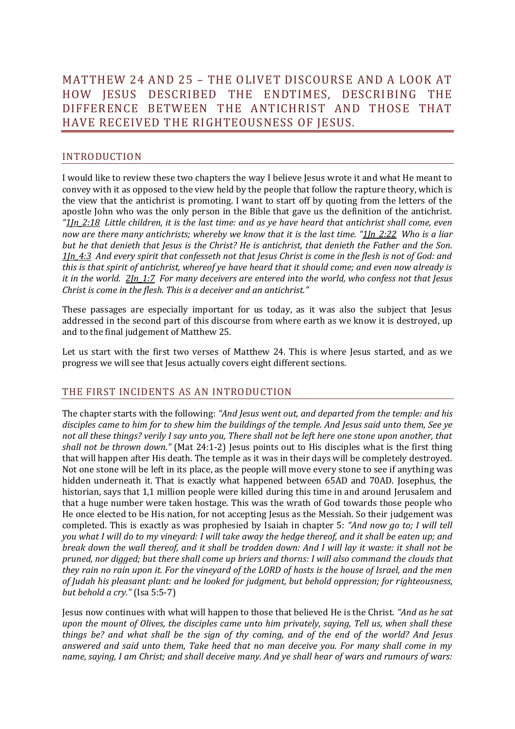# MATTHEW 24 AND 25 – THE OLIVET DISCOURSE AND A LOOK AT HOW JESUS DESCRIBED THE ENDTIMES, DESCRIBING THE DIFFERENCE BETWEEN THE ANTICHRIST AND THOSE THAT HAVE RECEIVED THE RIGHTEOUSNESS OF JESUS.

## INTRODUCTION

I would like to review these two chapters the way I believe Jesus wrote it and what He meant to convey with it as opposed to the view held by the people that follow the rapture theory, which is the view that the antichrist is promoting. I want to start off by quoting from the letters of the apostle John who was the only person in the Bible that gave us the definition of the antichrist. *"1Jn_2:18 Little children, it is the last time: and as ye have heard that antichrist shall come, even now are there many antichrists; whereby we know that it is the last time. "1Jn_2:22 Who is a liar but he that denieth that Jesus is the Christ? He is antichrist, that denieth the Father and the Son. 1Jn_4:3 And every spirit that confesseth not that Jesus Christ is come in the flesh is not of God: and this is that spirit of antichrist, whereof ye have heard that it should come; and even now already is it in the world. 2Jn_1:7 For many deceivers are entered into the world, who confess not that Jesus Christ is come in the flesh. This is a deceiver and an antichrist."*

These passages are especially important for us today, as it was also the subject that Jesus addressed in the second part of this discourse from where earth as we know it is destroyed, up and to the final judgement of Matthew 25.

Let us start with the first two verses of Matthew 24. This is where Jesus started, and as we progress we will see that Jesus actually covers eight different sections.

## THE FIRST INCIDENTS AS AN INTRODUCTION

The chapter starts with the following: *"And Jesus went out, and departed from the temple: and his disciples came to him for to shew him the buildings of the temple. And Jesus said unto them, See ye not all these things? verily I say unto you, There shall not be left here one stone upon another, that shall not be thrown down."* (Mat 24:1-2) Jesus points out to His disciples what is the first thing that will happen after His death. The temple as it was in their days will be completely destroyed. Not one stone will be left in its place, as the people will move every stone to see if anything was hidden underneath it. That is exactly what happened between 65AD and 70AD. Josephus, the historian, says that 1,1 million people were killed during this time in and around Jerusalem and that a huge number were taken hostage. This was the wrath of God towards those people who He once elected to be His nation, for not accepting Jesus as the Messiah. So their judgement was completed. This is exactly as was prophesied by Isaiah in chapter 5: *"And now go to; I will tell you what I will do to my vineyard: I will take away the hedge thereof, and it shall be eaten up; and break down the wall thereof, and it shall be trodden down: And I will lay it waste: it shall not be pruned, nor digged; but there shall come up briers and thorns: I will also command the clouds that they rain no rain upon it. For the vineyard of the LORD of hosts is the house of Israel, and the men of Judah his pleasant plant: and he looked for judgment, but behold oppression; for righteousness, but behold a cry."* (Isa 5:5-7)

Jesus now continues with what will happen to those that believed He is the Christ. *"And as he sat upon the mount of Olives, the disciples came unto him privately, saying, Tell us, when shall these things be? and what shall be the sign of thy coming, and of the end of the world? And Jesus answered and said unto them, Take heed that no man deceive you. For many shall come in my name, saying, I am Christ; and shall deceive many. And ye shall hear of wars and rumours of wars:*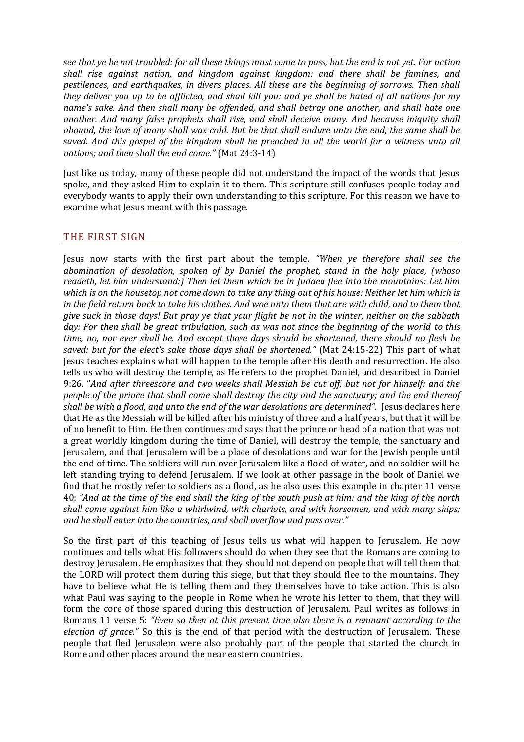*see that ye be not troubled: for all these things must come to pass, but the end is not yet. For nation shall rise against nation, and kingdom against kingdom: and there shall be famines, and pestilences, and earthquakes, in divers places. All these are the beginning of sorrows. Then shall they deliver you up to be afflicted, and shall kill you: and ye shall be hated of all nations for my name's sake. And then shall many be offended, and shall betray one another, and shall hate one another. And many false prophets shall rise, and shall deceive many. And because iniquity shall abound, the love of many shall wax cold. But he that shall endure unto the end, the same shall be saved. And this gospel of the kingdom shall be preached in all the world for a witness unto all nations; and then shall the end come."* (Mat 24:3-14)

Just like us today, many of these people did not understand the impact of the words that Jesus spoke, and they asked Him to explain it to them. This scripture still confuses people today and everybody wants to apply their own understanding to this scripture. For this reason we have to examine what Jesus meant with this passage.

## THE FIRST SIGN

Jesus now starts with the first part about the temple. *"When ye therefore shall see the abomination of desolation, spoken of by Daniel the prophet, stand in the holy place, (whoso readeth, let him understand:) Then let them which be in Judaea flee into the mountains: Let him which is on the housetop not come down to take any thing out of his house: Neither let him which is in the field return back to take his clothes. And woe unto them that are with child, and to them that give suck in those days! But pray ye that your flight be not in the winter, neither on the sabbath day: For then shall be great tribulation, such as was not since the beginning of the world to this time, no, nor ever shall be. And except those days should be shortened, there should no flesh be saved: but for the elect's sake those days shall be shortened."* (Mat 24:15-22) This part of what Jesus teaches explains what will happen to the temple after His death and resurrection. He also tells us who will destroy the temple, as He refers to the prophet Daniel, and described in Daniel 9:26. "*And after threescore and two weeks shall Messiah be cut off, but not for himself: and the people of the prince that shall come shall destroy the city and the sanctuary; and the end thereof shall be with a flood, and unto the end of the war desolations are determined".* Jesus declares here that He as the Messiah will be killed after his ministry of three and a half years, but that it will be of no benefit to Him. He then continues and says that the prince or head of a nation that was not a great worldly kingdom during the time of Daniel, will destroy the temple, the sanctuary and Jerusalem, and that Jerusalem will be a place of desolations and war for the Jewish people until the end of time. The soldiers will run over Jerusalem like a flood of water, and no soldier will be left standing trying to defend Jerusalem. If we look at other passage in the book of Daniel we find that he mostly refer to soldiers as a flood, as he also uses this example in chapter 11 verse 40: *"And at the time of the end shall the king of the south push at him: and the king of the north shall come against him like a whirlwind, with chariots, and with horsemen, and with many ships; and he shall enter into the countries, and shall overflow and pass over."*

So the first part of this teaching of Jesus tells us what will happen to Jerusalem. He now continues and tells what His followers should do when they see that the Romans are coming to destroy Jerusalem. He emphasizes that they should not depend on people that will tell them that the LORD will protect them during this siege, but that they should flee to the mountains. They have to believe what He is telling them and they themselves have to take action. This is also what Paul was saying to the people in Rome when he wrote his letter to them, that they will form the core of those spared during this destruction of Jerusalem. Paul writes as follows in Romans 11 verse 5: *"Even so then at this present time also there is a remnant according to the election of grace."* So this is the end of that period with the destruction of Jerusalem. These people that fled Jerusalem were also probably part of the people that started the church in Rome and other places around the near eastern countries.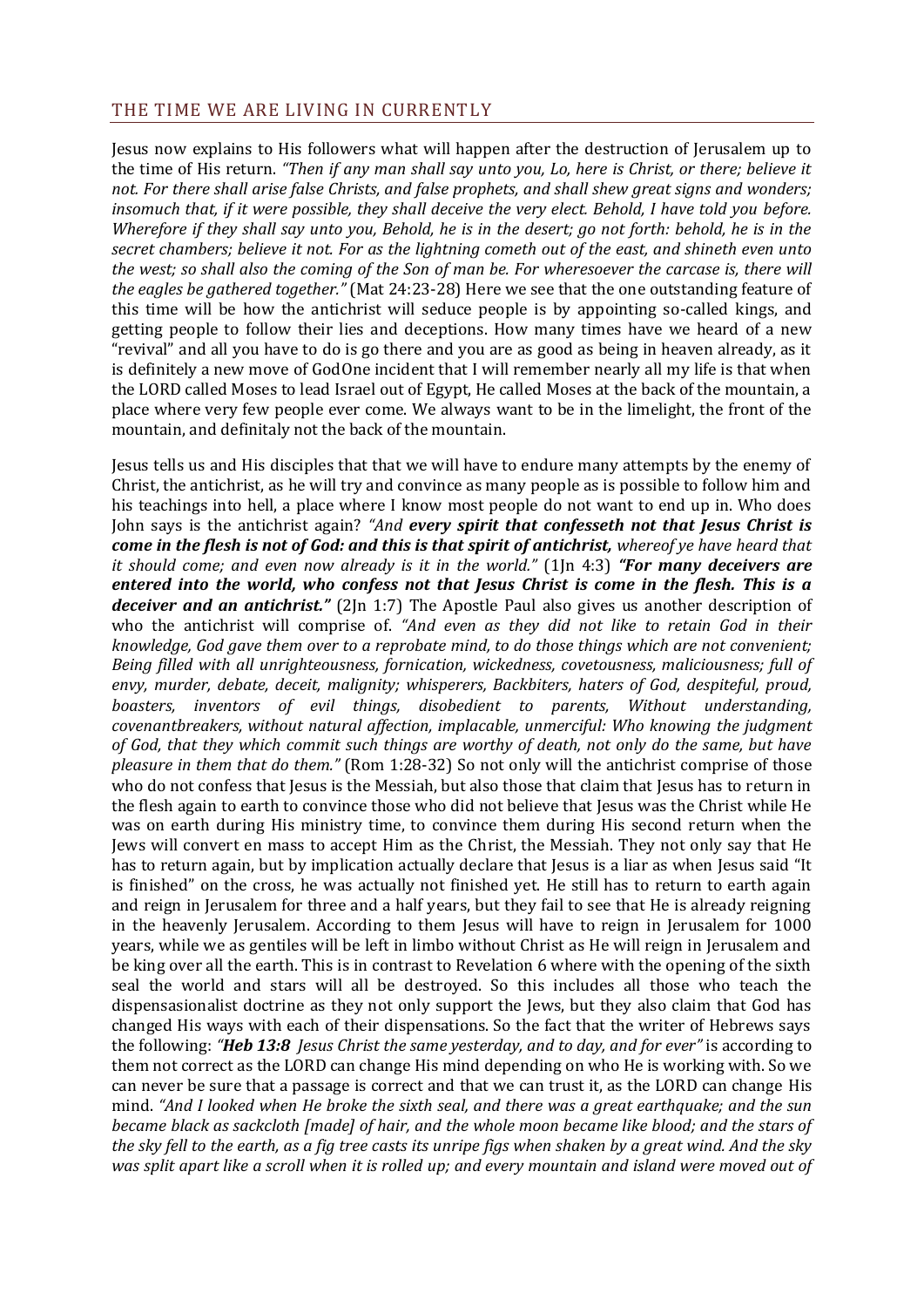## THE TIME WE ARE LIVING IN CURRENTLY

Jesus now explains to His followers what will happen after the destruction of Jerusalem up to the time of His return. *"Then if any man shall say unto you, Lo, here is Christ, or there; believe it not. For there shall arise false Christs, and false prophets, and shall shew great signs and wonders; insomuch that, if it were possible, they shall deceive the very elect. Behold, I have told you before. Wherefore if they shall say unto you, Behold, he is in the desert; go not forth: behold, he is in the secret chambers; believe it not. For as the lightning cometh out of the east, and shineth even unto the west; so shall also the coming of the Son of man be. For wheresoever the carcase is, there will the eagles be gathered together."* (Mat 24:23-28) Here we see that the one outstanding feature of this time will be how the antichrist will seduce people is by appointing so-called kings, and getting people to follow their lies and deceptions. How many times have we heard of a new "revival" and all you have to do is go there and you are as good as being in heaven already, as it is definitely a new move of GodOne incident that I will remember nearly all my life is that when the LORD called Moses to lead Israel out of Egypt, He called Moses at the back of the mountain, a place where very few people ever come. We always want to be in the limelight, the front of the mountain, and definitaly not the back of the mountain.

Jesus tells us and His disciples that that we will have to endure many attempts by the enemy of Christ, the antichrist, as he will try and convince as many people as is possible to follow him and his teachings into hell, a place where I know most people do not want to end up in. Who does John says is the antichrist again? *"And **every spirit that confesseth not that Jesus Christ is come in the flesh is not of God: and this is that spirit of antichrist,** whereof ye have heard that it should come; and even now already is it in the world."* (1Jn 4:3) ***"For many deceivers are entered into the world, who confess not that Jesus Christ is come in the flesh. This is a deceiver and an antichrist."*** (2Jn 1:7) The Apostle Paul also gives us another description of who the antichrist will comprise of. *"And even as they did not like to retain God in their knowledge, God gave them over to a reprobate mind, to do those things which are not convenient; Being filled with all unrighteousness, fornication, wickedness, covetousness, maliciousness; full of envy, murder, debate, deceit, malignity; whisperers, Backbiters, haters of God, despiteful, proud, boasters, inventors of evil things, disobedient to parents, Without understanding, covenantbreakers, without natural affection, implacable, unmerciful: Who knowing the judgment of God, that they which commit such things are worthy of death, not only do the same, but have pleasure in them that do them."* (Rom 1:28-32) So not only will the antichrist comprise of those who do not confess that Jesus is the Messiah, but also those that claim that Jesus has to return in the flesh again to earth to convince those who did not believe that Jesus was the Christ while He was on earth during His ministry time, to convince them during His second return when the Jews will convert en mass to accept Him as the Christ, the Messiah. They not only say that He has to return again, but by implication actually declare that Jesus is a liar as when Jesus said "It is finished" on the cross, he was actually not finished yet. He still has to return to earth again and reign in Jerusalem for three and a half years, but they fail to see that He is already reigning in the heavenly Jerusalem. According to them Jesus will have to reign in Jerusalem for 1000 years, while we as gentiles will be left in limbo without Christ as He will reign in Jerusalem and be king over all the earth. This is in contrast to Revelation 6 where with the opening of the sixth seal the world and stars will all be destroyed. So this includes all those who teach the dispensasionalist doctrine as they not only support the Jews, but they also claim that God has changed His ways with each of their dispensations. So the fact that the writer of Hebrews says the following: *"**Heb 13:8** Jesus Christ the same yesterday, and to day, and for ever"* is according to them not correct as the LORD can change His mind depending on who He is working with. So we can never be sure that a passage is correct and that we can trust it, as the LORD can change His mind. *"And I looked when He broke the sixth seal, and there was a great earthquake; and the sun became black as sackcloth [made] of hair, and the whole moon became like blood; and the stars of the sky fell to the earth, as a fig tree casts its unripe figs when shaken by a great wind. And the sky was split apart like a scroll when it is rolled up; and every mountain and island were moved out of*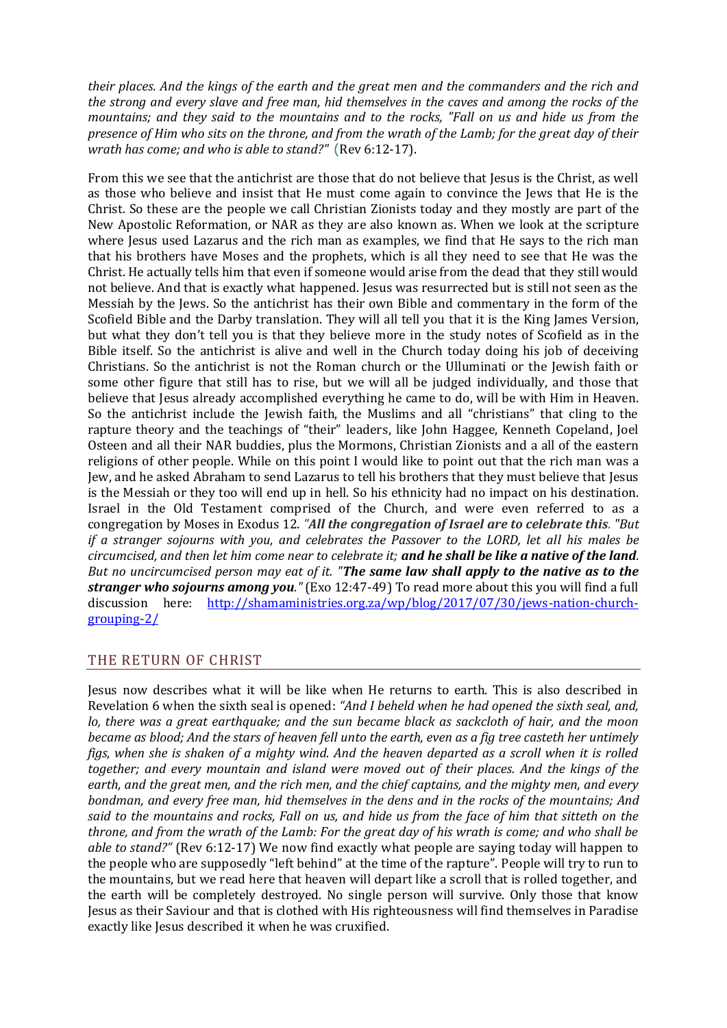*their places. And the kings of the earth and the great men and the commanders and the rich and the strong and every slave and free man, hid themselves in the caves and among the rocks of the mountains; and they said to the mountains and to the rocks, "Fall on us and hide us from the presence of Him who sits on the throne, and from the wrath of the Lamb; for the great day of their wrath has come; and who is able to stand?"* (Rev 6:12-17).

From this we see that the antichrist are those that do not believe that Jesus is the Christ, as well as those who believe and insist that He must come again to convince the Jews that He is the Christ. So these are the people we call Christian Zionists today and they mostly are part of the New Apostolic Reformation, or NAR as they are also known as. When we look at the scripture where Jesus used Lazarus and the rich man as examples, we find that He says to the rich man that his brothers have Moses and the prophets, which is all they need to see that He was the Christ. He actually tells him that even if someone would arise from the dead that they still would not believe. And that is exactly what happened. Jesus was resurrected but is still not seen as the Messiah by the Jews. So the antichrist has their own Bible and commentary in the form of the Scofield Bible and the Darby translation. They will all tell you that it is the King James Version, but what they don't tell you is that they believe more in the study notes of Scofield as in the Bible itself. So the antichrist is alive and well in the Church today doing his job of deceiving Christians. So the antichrist is not the Roman church or the Ulluminati or the Jewish faith or some other figure that still has to rise, but we will all be judged individually, and those that believe that Jesus already accomplished everything he came to do, will be with Him in Heaven. So the antichrist include the Jewish faith, the Muslims and all "christians" that cling to the rapture theory and the teachings of "their" leaders, like John Haggee, Kenneth Copeland, Joel Osteen and all their NAR buddies, plus the Mormons, Christian Zionists and a all of the eastern religions of other people. While on this point I would like to point out that the rich man was a Jew, and he asked Abraham to send Lazarus to tell his brothers that they must believe that Jesus is the Messiah or they too will end up in hell. So his ethnicity had no impact on his destination. Israel in the Old Testament comprised of the Church, and were even referred to as a congregation by Moses in Exodus 12. *"**All the congregation of Israel are to celebrate this**. "But if a stranger sojourns with you, and celebrates the Passover to the LORD, let all his males be circumcised, and then let him come near to celebrate it; **and he shall be like a native of the land**. But no uncircumcised person may eat of it. "**The same law shall apply to the native as to the stranger who sojourns among you**."* (Exo 12:47-49) To read more about this you will find a full discussion here: http://shamaministries.org.za/wp/blog/2017/07/30/jews-nation-church-grouping-2/

## THE RETURN OF CHRIST

Jesus now describes what it will be like when He returns to earth. This is also described in Revelation 6 when the sixth seal is opened: *"And I beheld when he had opened the sixth seal, and, lo, there was a great earthquake; and the sun became black as sackcloth of hair, and the moon became as blood; And the stars of heaven fell unto the earth, even as a fig tree casteth her untimely figs, when she is shaken of a mighty wind. And the heaven departed as a scroll when it is rolled together; and every mountain and island were moved out of their places. And the kings of the earth, and the great men, and the rich men, and the chief captains, and the mighty men, and every bondman, and every free man, hid themselves in the dens and in the rocks of the mountains; And said to the mountains and rocks, Fall on us, and hide us from the face of him that sitteth on the throne, and from the wrath of the Lamb: For the great day of his wrath is come; and who shall be able to stand?"* (Rev 6:12-17) We now find exactly what people are saying today will happen to the people who are supposedly "left behind" at the time of the rapture". People will try to run to the mountains, but we read here that heaven will depart like a scroll that is rolled together, and the earth will be completely destroyed. No single person will survive. Only those that know Jesus as their Saviour and that is clothed with His righteousness will find themselves in Paradise exactly like Jesus described it when he was cruxified.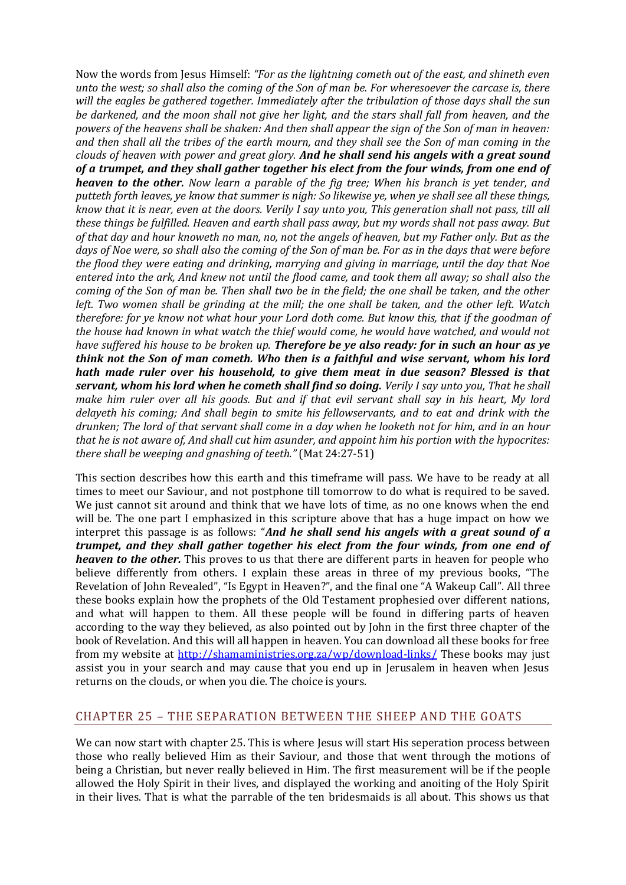Now the words from Jesus Himself: *"For as the lightning cometh out of the east, and shineth even unto the west; so shall also the coming of the Son of man be. For wheresoever the carcase is, there will the eagles be gathered together. Immediately after the tribulation of those days shall the sun be darkened, and the moon shall not give her light, and the stars shall fall from heaven, and the powers of the heavens shall be shaken: And then shall appear the sign of the Son of man in heaven: and then shall all the tribes of the earth mourn, and they shall see the Son of man coming in the clouds of heaven with power and great glory.* ***And he shall send his angels with a great sound of a trumpet, and they shall gather together his elect from the four winds, from one end of heaven to the other.*** *Now learn a parable of the fig tree; When his branch is yet tender, and putteth forth leaves, ye know that summer is nigh: So likewise ye, when ye shall see all these things, know that it is near, even at the doors. Verily I say unto you, This generation shall not pass, till all these things be fulfilled. Heaven and earth shall pass away, but my words shall not pass away. But of that day and hour knoweth no man, no, not the angels of heaven, but my Father only. But as the days of Noe were, so shall also the coming of the Son of man be. For as in the days that were before the flood they were eating and drinking, marrying and giving in marriage, until the day that Noe entered into the ark, And knew not until the flood came, and took them all away; so shall also the coming of the Son of man be. Then shall two be in the field; the one shall be taken, and the other left. Two women shall be grinding at the mill; the one shall be taken, and the other left. Watch therefore: for ye know not what hour your Lord doth come. But know this, that if the goodman of the house had known in what watch the thief would come, he would have watched, and would not have suffered his house to be broken up.* ***Therefore be ye also ready: for in such an hour as ye think not the Son of man cometh. Who then is a faithful and wise servant, whom his lord hath made ruler over his household, to give them meat in due season? Blessed is that servant, whom his lord when he cometh shall find so doing.*** *Verily I say unto you, That he shall make him ruler over all his goods. But and if that evil servant shall say in his heart, My lord delayeth his coming; And shall begin to smite his fellowservants, and to eat and drink with the drunken; The lord of that servant shall come in a day when he looketh not for him, and in an hour that he is not aware of, And shall cut him asunder, and appoint him his portion with the hypocrites: there shall be weeping and gnashing of teeth."* (Mat 24:27-51)

This section describes how this earth and this timeframe will pass. We have to be ready at all times to meet our Saviour, and not postphone till tomorrow to do what is required to be saved. We just cannot sit around and think that we have lots of time, as no one knows when the end will be. The one part I emphasized in this scripture above that has a huge impact on how we interpret this passage is as follows: "***And he shall send his angels with a great sound of a trumpet, and they shall gather together his elect from the four winds, from one end of heaven to the other.*** This proves to us that there are different parts in heaven for people who believe differently from others. I explain these areas in three of my previous books, "The Revelation of John Revealed", "Is Egypt in Heaven?", and the final one "A Wakeup Call". All three these books explain how the prophets of the Old Testament prophesied over different nations, and what will happen to them. All these people will be found in differing parts of heaven according to the way they believed, as also pointed out by John in the first three chapter of the book of Revelation. And this will all happen in heaven. You can download all these books for free from my website at http://shamaministries.org.za/wp/download-links/ These books may just assist you in your search and may cause that you end up in Jerusalem in heaven when Jesus returns on the clouds, or when you die. The choice is yours.

## CHAPTER 25 – THE SEPARATION BETWEEN THE SHEEP AND THE GOATS

We can now start with chapter 25. This is where Jesus will start His seperation process between those who really believed Him as their Saviour, and those that went through the motions of being a Christian, but never really believed in Him. The first measurement will be if the people allowed the Holy Spirit in their lives, and displayed the working and anoiting of the Holy Spirit in their lives. That is what the parrable of the ten bridesmaids is all about. This shows us that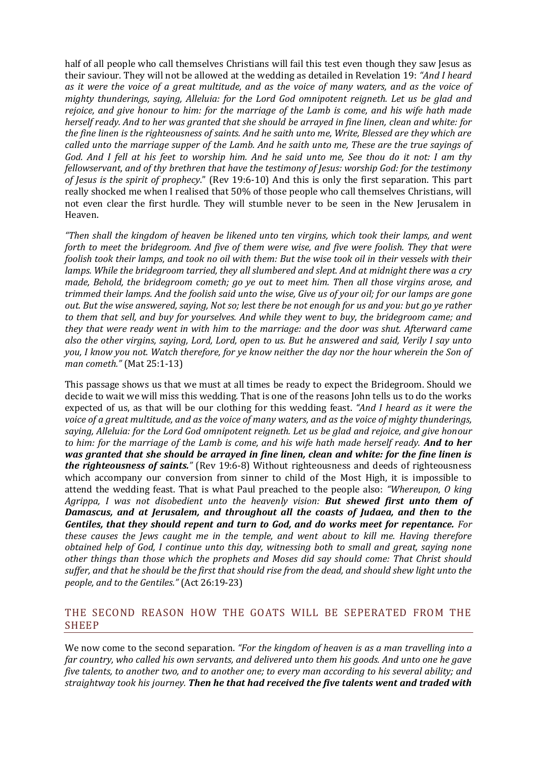half of all people who call themselves Christians will fail this test even though they saw Jesus as their saviour. They will not be allowed at the wedding as detailed in Revelation 19: *"And I heard as it were the voice of a great multitude, and as the voice of many waters, and as the voice of mighty thunderings, saying, Alleluia: for the Lord God omnipotent reigneth. Let us be glad and rejoice, and give honour to him: for the marriage of the Lamb is come, and his wife hath made herself ready. And to her was granted that she should be arrayed in fine linen, clean and white: for the fine linen is the righteousness of saints. And he saith unto me, Write, Blessed are they which are called unto the marriage supper of the Lamb. And he saith unto me, These are the true sayings of God. And I fell at his feet to worship him. And he said unto me, See thou do it not: I am thy fellowservant, and of thy brethren that have the testimony of Jesus: worship God: for the testimony of Jesus is the spirit of prophecy*." (Rev 19:6-10) And this is only the first separation. This part really shocked me when I realised that 50% of those people who call themselves Christians, will not even clear the first hurdle. They will stumble never to be seen in the New Jerusalem in Heaven.

*"Then shall the kingdom of heaven be likened unto ten virgins, which took their lamps, and went forth to meet the bridegroom. And five of them were wise, and five were foolish. They that were foolish took their lamps, and took no oil with them: But the wise took oil in their vessels with their lamps. While the bridegroom tarried, they all slumbered and slept. And at midnight there was a cry made, Behold, the bridegroom cometh; go ye out to meet him. Then all those virgins arose, and trimmed their lamps. And the foolish said unto the wise, Give us of your oil; for our lamps are gone out. But the wise answered, saying, Not so; lest there be not enough for us and you: but go ye rather to them that sell, and buy for yourselves. And while they went to buy, the bridegroom came; and they that were ready went in with him to the marriage: and the door was shut. Afterward came also the other virgins, saying, Lord, Lord, open to us. But he answered and said, Verily I say unto you, I know you not. Watch therefore, for ye know neither the day nor the hour wherein the Son of man cometh."* (Mat 25:1-13)

This passage shows us that we must at all times be ready to expect the Bridegroom. Should we decide to wait we will miss this wedding. That is one of the reasons John tells us to do the works expected of us, as that will be our clothing for this wedding feast. *"And I heard as it were the voice of a great multitude, and as the voice of many waters, and as the voice of mighty thunderings, saying, Alleluia: for the Lord God omnipotent reigneth. Let us be glad and rejoice, and give honour to him: for the marriage of the Lamb is come, and his wife hath made herself ready.* ***And to her was granted that she should be arrayed in fine linen, clean and white: for the fine linen is the righteousness of saints.****"* (Rev 19:6-8) Without righteousness and deeds of righteousness which accompany our conversion from sinner to child of the Most High, it is impossible to attend the wedding feast. That is what Paul preached to the people also: *"Whereupon, O king Agrippa, I was not disobedient unto the heavenly vision:* ***But shewed first unto them of Damascus, and at Jerusalem, and throughout all the coasts of Judaea, and then to the Gentiles, that they should repent and turn to God, and do works meet for repentance.*** *For these causes the Jews caught me in the temple, and went about to kill me. Having therefore obtained help of God, I continue unto this day, witnessing both to small and great, saying none other things than those which the prophets and Moses did say should come: That Christ should suffer, and that he should be the first that should rise from the dead, and should shew light unto the people, and to the Gentiles."* (Act 26:19-23)

## THE SECOND REASON HOW THE GOATS WILL BE SEPERATED FROM THE SHEEP

We now come to the second separation. *"For the kingdom of heaven is as a man travelling into a far country, who called his own servants, and delivered unto them his goods. And unto one he gave five talents, to another two, and to another one; to every man according to his several ability; and straightway took his journey.* ***Then he that had received the five talents went and traded with***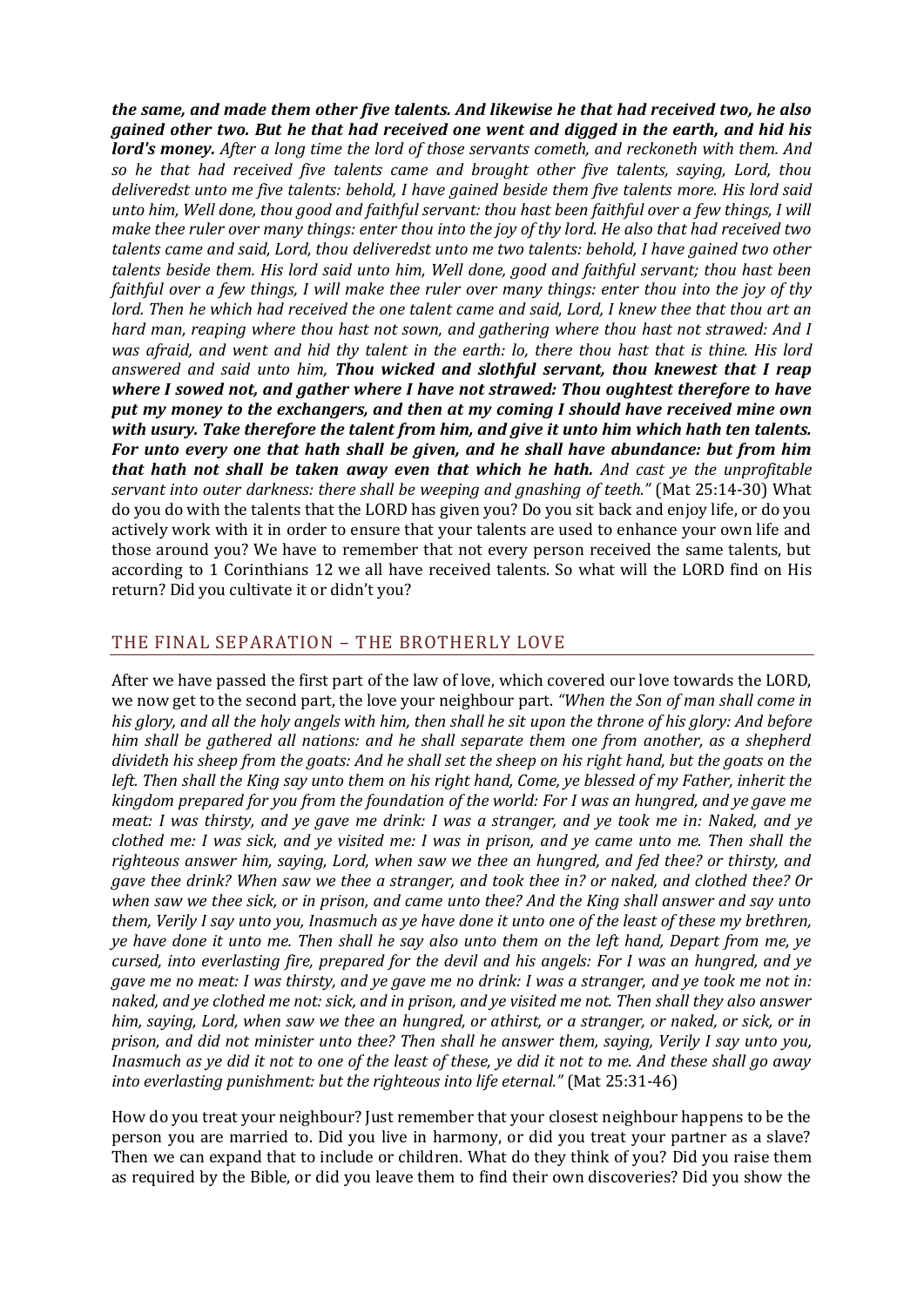***the same, and made them other five talents. And likewise he that had received two, he also gained other two. But he that had received one went and digged in the earth, and hid his lord's money.*** *After a long time the lord of those servants cometh, and reckoneth with them. And so he that had received five talents came and brought other five talents, saying, Lord, thou deliveredst unto me five talents: behold, I have gained beside them five talents more. His lord said unto him, Well done, thou good and faithful servant: thou hast been faithful over a few things, I will make thee ruler over many things: enter thou into the joy of thy lord. He also that had received two talents came and said, Lord, thou deliveredst unto me two talents: behold, I have gained two other talents beside them. His lord said unto him, Well done, good and faithful servant; thou hast been faithful over a few things, I will make thee ruler over many things: enter thou into the joy of thy lord. Then he which had received the one talent came and said, Lord, I knew thee that thou art an hard man, reaping where thou hast not sown, and gathering where thou hast not strawed: And I was afraid, and went and hid thy talent in the earth: lo, there thou hast that is thine. His lord answered and said unto him,* ***Thou wicked and slothful servant, thou knewest that I reap where I sowed not, and gather where I have not strawed: Thou oughtest therefore to have put my money to the exchangers, and then at my coming I should have received mine own with usury. Take therefore the talent from him, and give it unto him which hath ten talents. For unto every one that hath shall be given, and he shall have abundance: but from him that hath not shall be taken away even that which he hath.*** *And cast ye the unprofitable servant into outer darkness: there shall be weeping and gnashing of teeth."* (Mat 25:14-30) What do you do with the talents that the LORD has given you? Do you sit back and enjoy life, or do you actively work with it in order to ensure that your talents are used to enhance your own life and those around you? We have to remember that not every person received the same talents, but according to 1 Corinthians 12 we all have received talents. So what will the LORD find on His return? Did you cultivate it or didn't you?

## THE FINAL SEPARATION – THE BROTHERLY LOVE

After we have passed the first part of the law of love, which covered our love towards the LORD, we now get to the second part, the love your neighbour part. *"When the Son of man shall come in his glory, and all the holy angels with him, then shall he sit upon the throne of his glory: And before him shall be gathered all nations: and he shall separate them one from another, as a shepherd divideth his sheep from the goats: And he shall set the sheep on his right hand, but the goats on the left. Then shall the King say unto them on his right hand, Come, ye blessed of my Father, inherit the kingdom prepared for you from the foundation of the world: For I was an hungred, and ye gave me meat: I was thirsty, and ye gave me drink: I was a stranger, and ye took me in: Naked, and ye clothed me: I was sick, and ye visited me: I was in prison, and ye came unto me. Then shall the righteous answer him, saying, Lord, when saw we thee an hungred, and fed thee? or thirsty, and gave thee drink? When saw we thee a stranger, and took thee in? or naked, and clothed thee? Or when saw we thee sick, or in prison, and came unto thee? And the King shall answer and say unto them, Verily I say unto you, Inasmuch as ye have done it unto one of the least of these my brethren, ye have done it unto me. Then shall he say also unto them on the left hand, Depart from me, ye cursed, into everlasting fire, prepared for the devil and his angels: For I was an hungred, and ye gave me no meat: I was thirsty, and ye gave me no drink: I was a stranger, and ye took me not in: naked, and ye clothed me not: sick, and in prison, and ye visited me not. Then shall they also answer him, saying, Lord, when saw we thee an hungred, or athirst, or a stranger, or naked, or sick, or in prison, and did not minister unto thee? Then shall he answer them, saying, Verily I say unto you, Inasmuch as ye did it not to one of the least of these, ye did it not to me. And these shall go away into everlasting punishment: but the righteous into life eternal."* (Mat 25:31-46)

How do you treat your neighbour? Just remember that your closest neighbour happens to be the person you are married to. Did you live in harmony, or did you treat your partner as a slave? Then we can expand that to include or children. What do they think of you? Did you raise them as required by the Bible, or did you leave them to find their own discoveries? Did you show the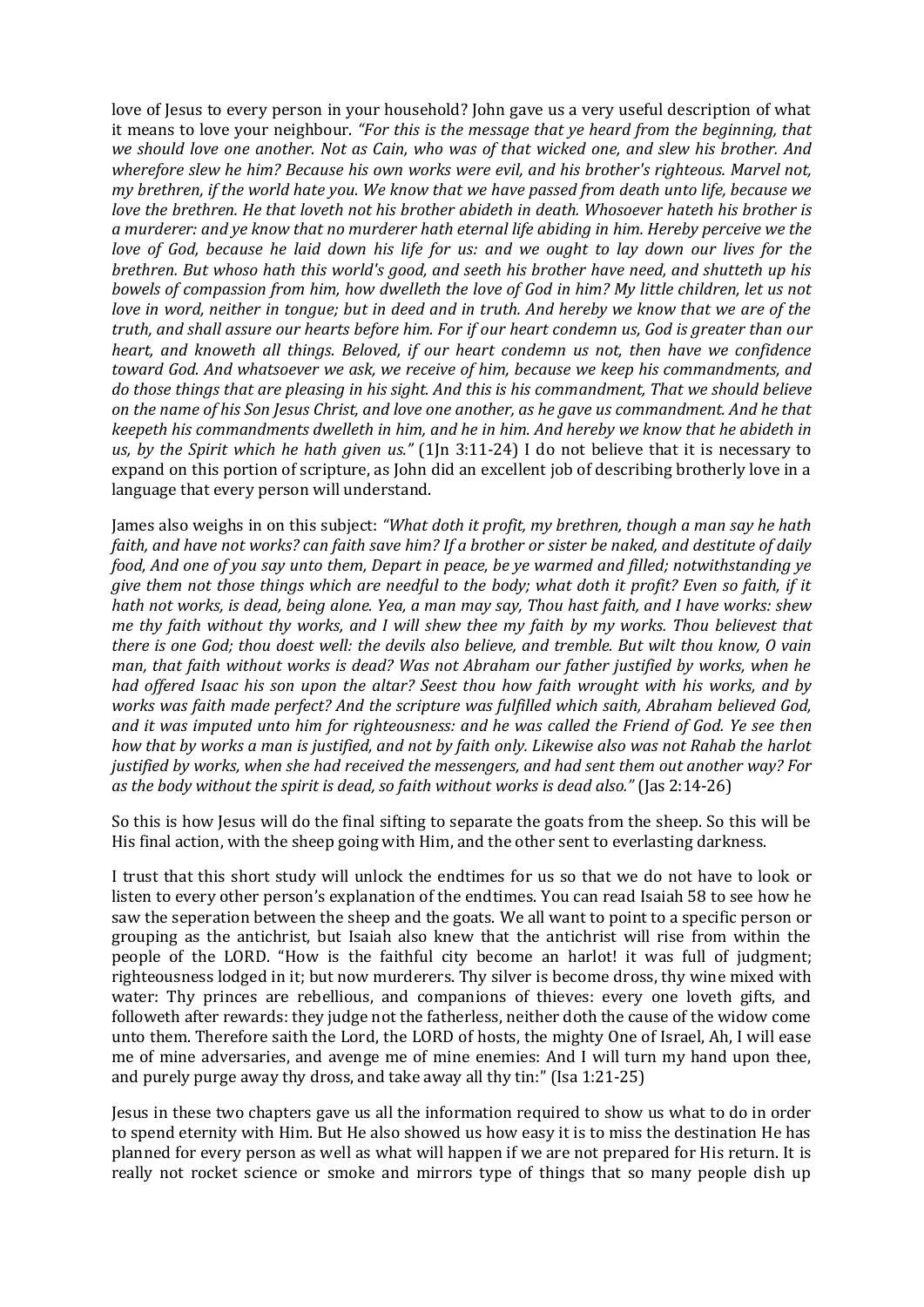love of Jesus to every person in your household? John gave us a very useful description of what it means to love your neighbour. *"For this is the message that ye heard from the beginning, that we should love one another. Not as Cain, who was of that wicked one, and slew his brother. And wherefore slew he him? Because his own works were evil, and his brother's righteous. Marvel not, my brethren, if the world hate you. We know that we have passed from death unto life, because we love the brethren. He that loveth not his brother abideth in death. Whosoever hateth his brother is a murderer: and ye know that no murderer hath eternal life abiding in him. Hereby perceive we the love of God, because he laid down his life for us: and we ought to lay down our lives for the brethren. But whoso hath this world's good, and seeth his brother have need, and shutteth up his bowels of compassion from him, how dwelleth the love of God in him? My little children, let us not love in word, neither in tongue; but in deed and in truth. And hereby we know that we are of the truth, and shall assure our hearts before him. For if our heart condemn us, God is greater than our heart, and knoweth all things. Beloved, if our heart condemn us not, then have we confidence toward God. And whatsoever we ask, we receive of him, because we keep his commandments, and do those things that are pleasing in his sight. And this is his commandment, That we should believe on the name of his Son Jesus Christ, and love one another, as he gave us commandment. And he that keepeth his commandments dwelleth in him, and he in him. And hereby we know that he abideth in us, by the Spirit which he hath given us."* (1Jn 3:11-24) I do not believe that it is necessary to expand on this portion of scripture, as John did an excellent job of describing brotherly love in a language that every person will understand.

James also weighs in on this subject: *"What doth it profit, my brethren, though a man say he hath faith, and have not works? can faith save him? If a brother or sister be naked, and destitute of daily food, And one of you say unto them, Depart in peace, be ye warmed and filled; notwithstanding ye give them not those things which are needful to the body; what doth it profit? Even so faith, if it hath not works, is dead, being alone. Yea, a man may say, Thou hast faith, and I have works: shew me thy faith without thy works, and I will shew thee my faith by my works. Thou believest that there is one God; thou doest well: the devils also believe, and tremble. But wilt thou know, O vain man, that faith without works is dead? Was not Abraham our father justified by works, when he had offered Isaac his son upon the altar? Seest thou how faith wrought with his works, and by works was faith made perfect? And the scripture was fulfilled which saith, Abraham believed God, and it was imputed unto him for righteousness: and he was called the Friend of God. Ye see then how that by works a man is justified, and not by faith only. Likewise also was not Rahab the harlot justified by works, when she had received the messengers, and had sent them out another way? For as the body without the spirit is dead, so faith without works is dead also."* (Jas 2:14-26)

So this is how Jesus will do the final sifting to separate the goats from the sheep. So this will be His final action, with the sheep going with Him, and the other sent to everlasting darkness.

I trust that this short study will unlock the endtimes for us so that we do not have to look or listen to every other person's explanation of the endtimes. You can read Isaiah 58 to see how he saw the seperation between the sheep and the goats. We all want to point to a specific person or grouping as the antichrist, but Isaiah also knew that the antichrist will rise from within the people of the LORD. "How is the faithful city become an harlot! it was full of judgment; righteousness lodged in it; but now murderers. Thy silver is become dross, thy wine mixed with water: Thy princes are rebellious, and companions of thieves: every one loveth gifts, and followeth after rewards: they judge not the fatherless, neither doth the cause of the widow come unto them. Therefore saith the Lord, the LORD of hosts, the mighty One of Israel, Ah, I will ease me of mine adversaries, and avenge me of mine enemies: And I will turn my hand upon thee, and purely purge away thy dross, and take away all thy tin:" (Isa 1:21-25)

Jesus in these two chapters gave us all the information required to show us what to do in order to spend eternity with Him. But He also showed us how easy it is to miss the destination He has planned for every person as well as what will happen if we are not prepared for His return. It is really not rocket science or smoke and mirrors type of things that so many people dish up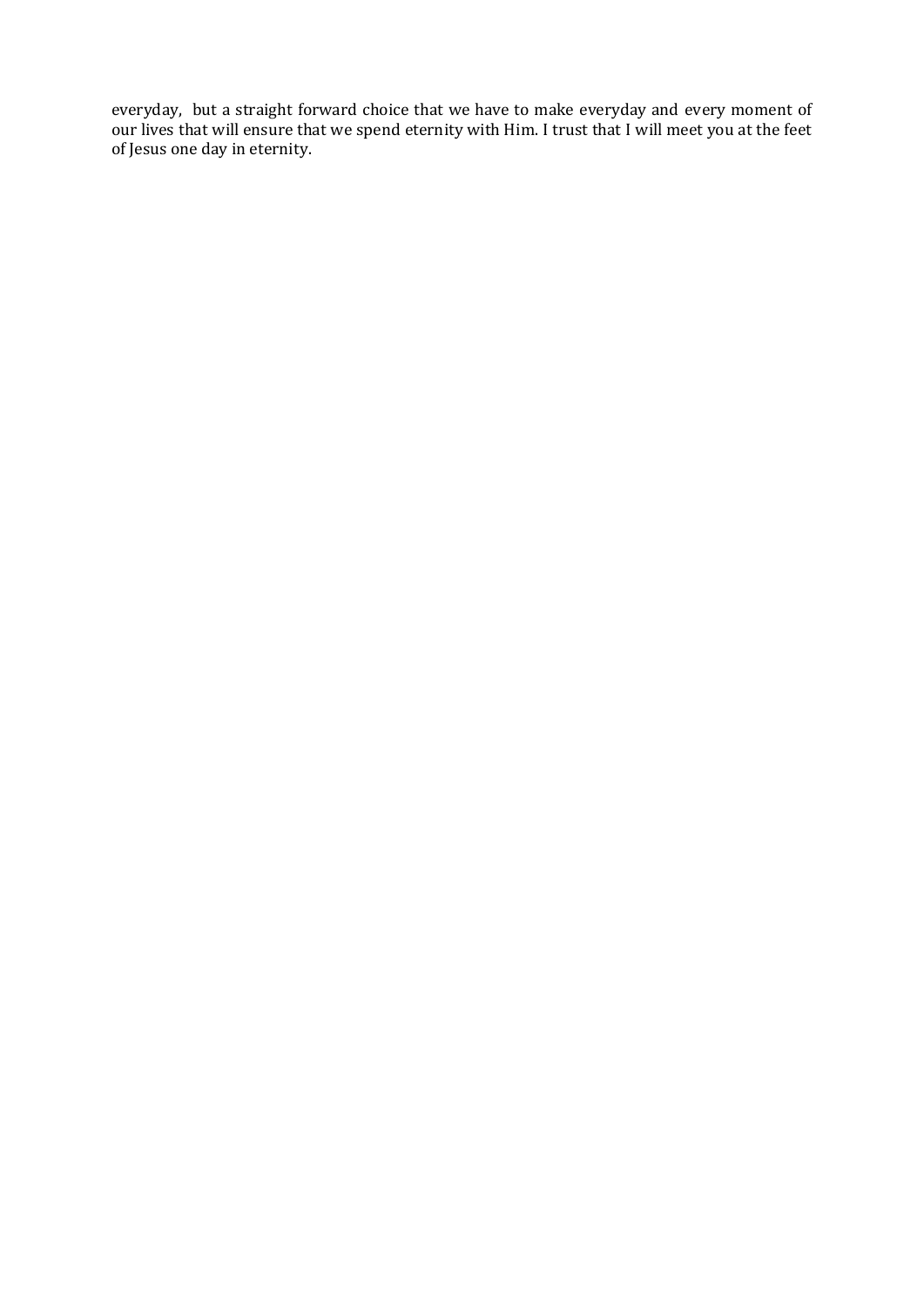everyday, but a straight forward choice that we have to make everyday and every moment of our lives that will ensure that we spend eternity with Him. I trust that I will meet you at the feet of Jesus one day in eternity.